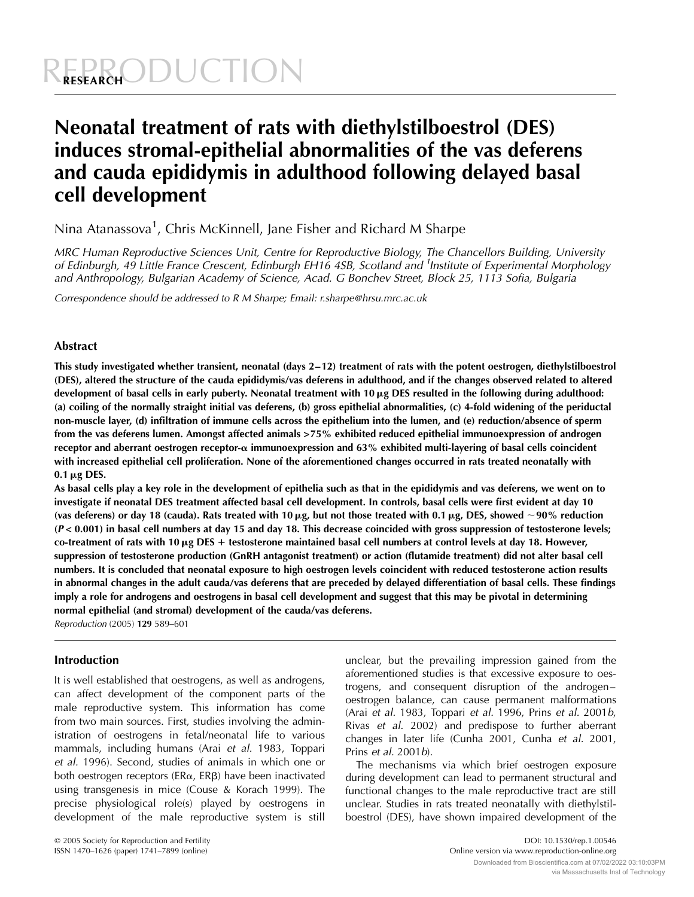REPRODUCTION

RESEARCH

# Neonatal treatment of rats with diethylstilboestrol (DES) induces stromal-epithelial abnormalities of the vas deferens and cauda epididymis in adulthood following delayed basal cell development

Nina Atanassova[1], Chris McKinnell, Jane Fisher and Richard M Sharpe

*MRC Human Reproductive Sciences Unit, Centre for Reproductive Biology, The Chancellors Building, University of Edinburgh, 49 Little France Crescent, Edinburgh EH16 4SB, Scotland and [1]Institute of Experimental Morphology and Anthropology, Bulgarian Academy of Science, Acad. G Bonchev Street, Block 25, 1113 Sofia, Bulgaria*

*Correspondence should be addressed to R M Sharpe; Email: r.sharpe@hrsu.mrc.ac.uk*

## Abstract

**This study investigated whether transient, neonatal (days 2–12) treatment of rats with the potent oestrogen, diethylstilboestrol (DES), altered the structure of the cauda epididymis/vas deferens in adulthood, and if the changes observed related to altered development of basal cells in early puberty. Neonatal treatment with 10 μg DES resulted in the following during adulthood: (a) coiling of the normally straight initial vas deferens, (b) gross epithelial abnormalities, (c) 4-fold widening of the periductal non-muscle layer, (d) infiltration of immune cells across the epithelium into the lumen, and (e) reduction/absence of sperm from the vas deferens lumen. Amongst affected animals >75% exhibited reduced epithelial immunoexpression of androgen receptor and aberrant oestrogen receptor-α immunoexpression and 63% exhibited multi-layering of basal cells coincident with increased epithelial cell proliferation. None of the aforementioned changes occurred in rats treated neonatally with 0.1 μg DES.**

**As basal cells play a key role in the development of epithelia such as that in the epididymis and vas deferens, we went on to investigate if neonatal DES treatment affected basal cell development. In controls, basal cells were first evident at day 10 (vas deferens) or day 18 (cauda). Rats treated with 10 μg, but not those treated with 0.1 μg, DES, showed ~90% reduction ($P < 0.001$) in basal cell numbers at day 15 and day 18. This decrease coincided with gross suppression of testosterone levels; co-treatment of rats with 10 μg DES + testosterone maintained basal cell numbers at control levels at day 18. However, suppression of testosterone production (GnRH antagonist treatment) or action (flutamide treatment) did not alter basal cell numbers. It is concluded that neonatal exposure to high oestrogen levels coincident with reduced testosterone action results in abnormal changes in the adult cauda/vas deferens that are preceded by delayed differentiation of basal cells. These findings imply a role for androgens and oestrogens in basal cell development and suggest that this may be pivotal in determining normal epithelial (and stromal) development of the cauda/vas deferens.**

*Reproduction* (2005) **129** 589–601

## Introduction

It is well established that oestrogens, as well as androgens, can affect development of the component parts of the male reproductive system. This information has come from two main sources. First, studies involving the administration of oestrogens in fetal/neonatal life to various mammals, including humans (Arai *et al.* 1983, Toppari *et al.* 1996). Second, studies of animals in which one or both oestrogen receptors (ERα, ERβ) have been inactivated using transgenesis in mice (Couse & Korach 1999). The precise physiological role(s) played by oestrogens in development of the male reproductive system is still unclear, but the prevailing impression gained from the aforementioned studies is that excessive exposure to oestrogens, and consequent disruption of the androgen–oestrogen balance, can cause permanent malformations (Arai *et al.* 1983, Toppari *et al.* 1996, Prins *et al.* 2001*b*, Rivas *et al.* 2002) and predispose to further aberrant changes in later life (Cunha 2001, Cunha *et al.* 2001, Prins *et al.* 2001*b*).

The mechanisms via which brief oestrogen exposure during development can lead to permanent structural and functional changes to the male reproductive tract are still unclear. Studies in rats treated neonatally with diethylstilboestrol (DES), have shown impaired development of the

© 2005 Society for Reproduction and Fertility
ISSN 1470–1626 (paper) 1741–7899 (online)

DOI: 10.1530/rep.1.00546
Online version via www.reproduction-online.org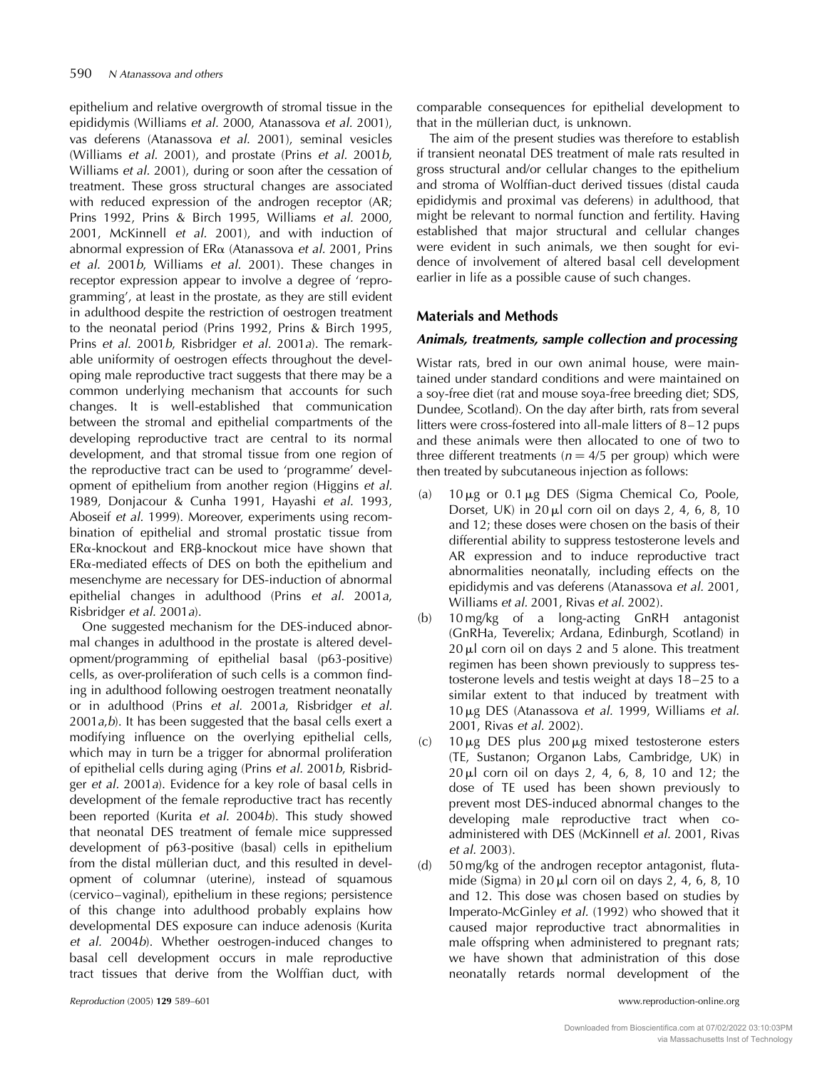epithelium and relative overgrowth of stromal tissue in the epididymis (Williams *et al.* 2000, Atanassova *et al.* 2001), vas deferens (Atanassova *et al.* 2001), seminal vesicles (Williams *et al.* 2001), and prostate (Prins *et al.* 2001*b*, Williams *et al.* 2001), during or soon after the cessation of treatment. These gross structural changes are associated with reduced expression of the androgen receptor (AR; Prins 1992, Prins & Birch 1995, Williams *et al.* 2000, 2001, McKinnell *et al.* 2001), and with induction of abnormal expression of ERα (Atanassova *et al.* 2001, Prins *et al.* 2001*b*, Williams *et al.* 2001). These changes in receptor expression appear to involve a degree of 'reprogramming', at least in the prostate, as they are still evident in adulthood despite the restriction of oestrogen treatment to the neonatal period (Prins 1992, Prins & Birch 1995, Prins *et al.* 2001*b*, Risbridger *et al.* 2001*a*). The remarkable uniformity of oestrogen effects throughout the developing male reproductive tract suggests that there may be a common underlying mechanism that accounts for such changes. It is well-established that communication between the stromal and epithelial compartments of the developing reproductive tract are central to its normal development, and that stromal tissue from one region of the reproductive tract can be used to 'programme' development of epithelium from another region (Higgins *et al.* 1989, Donjacour & Cunha 1991, Hayashi *et al.* 1993, Aboseif *et al.* 1999). Moreover, experiments using recombination of epithelial and stromal prostatic tissue from ERα-knockout and ERβ-knockout mice have shown that ERα-mediated effects of DES on both the epithelium and mesenchyme are necessary for DES-induction of abnormal epithelial changes in adulthood (Prins *et al.* 2001*a*, Risbridger *et al.* 2001*a*).

One suggested mechanism for the DES-induced abnormal changes in adulthood in the prostate is altered development/programming of epithelial basal (p63-positive) cells, as over-proliferation of such cells is a common finding in adulthood following oestrogen treatment neonatally or in adulthood (Prins *et al.* 2001*a*, Risbridger *et al.* 2001*a*,*b*). It has been suggested that the basal cells exert a modifying influence on the overlying epithelial cells, which may in turn be a trigger for abnormal proliferation of epithelial cells during aging (Prins *et al.* 2001*b*, Risbridger *et al.* 2001*a*). Evidence for a key role of basal cells in development of the female reproductive tract has recently been reported (Kurita *et al.* 2004*b*). This study showed that neonatal DES treatment of female mice suppressed development of p63-positive (basal) cells in epithelium from the distal müllerian duct, and this resulted in development of columnar (uterine), instead of squamous (cervico–vaginal), epithelium in these regions; persistence of this change into adulthood probably explains how developmental DES exposure can induce adenosis (Kurita *et al.* 2004*b*). Whether oestrogen-induced changes to basal cell development occurs in male reproductive tract tissues that derive from the Wolffian duct, with comparable consequences for epithelial development to that in the müllerian duct, is unknown.

The aim of the present studies was therefore to establish if transient neonatal DES treatment of male rats resulted in gross structural and/or cellular changes to the epithelium and stroma of Wolffian-duct derived tissues (distal cauda epididymis and proximal vas deferens) in adulthood, that might be relevant to normal function and fertility. Having established that major structural and cellular changes were evident in such animals, we then sought for evidence of involvement of altered basal cell development earlier in life as a possible cause of such changes.

## Materials and Methods

### Animals, treatments, sample collection and processing

Wistar rats, bred in our own animal house, were maintained under standard conditions and were maintained on a soy-free diet (rat and mouse soya-free breeding diet; SDS, Dundee, Scotland). On the day after birth, rats from several litters were cross-fostered into all-male litters of 8–12 pups and these animals were then allocated to one of two to three different treatments ($n = 4/5$ per group) which were then treated by subcutaneous injection as follows:

(a) 10 μg or 0.1 μg DES (Sigma Chemical Co, Poole, Dorset, UK) in 20 μl corn oil on days 2, 4, 6, 8, 10 and 12; these doses were chosen on the basis of their differential ability to suppress testosterone levels and AR expression and to induce reproductive tract abnormalities neonatally, including effects on the epididymis and vas deferens (Atanassova *et al.* 2001, Williams *et al.* 2001, Rivas *et al.* 2002).

(b) 10 mg/kg of a long-acting GnRH antagonist (GnRHa, Teverelix; Ardana, Edinburgh, Scotland) in 20 μl corn oil on days 2 and 5 alone. This treatment regimen has been shown previously to suppress testosterone levels and testis weight at days 18–25 to a similar extent to that induced by treatment with 10 μg DES (Atanassova *et al.* 1999, Williams *et al.* 2001, Rivas *et al.* 2002).

(c) 10 μg DES plus 200 μg mixed testosterone esters (TE, Sustanon; Organon Labs, Cambridge, UK) in 20 μl corn oil on days 2, 4, 6, 8, 10 and 12; the dose of TE used has been shown previously to prevent most DES-induced abnormal changes to the developing male reproductive tract when co-administered with DES (McKinnell *et al.* 2001, Rivas *et al.* 2003).

(d) 50 mg/kg of the androgen receptor antagonist, flutamide (Sigma) in 20 μl corn oil on days 2, 4, 6, 8, 10 and 12. This dose was chosen based on studies by Imperato-McGinley *et al.* (1992) who showed that it caused major reproductive tract abnormalities in male offspring when administered to pregnant rats; we have shown that administration of this dose neonatally retards normal development of the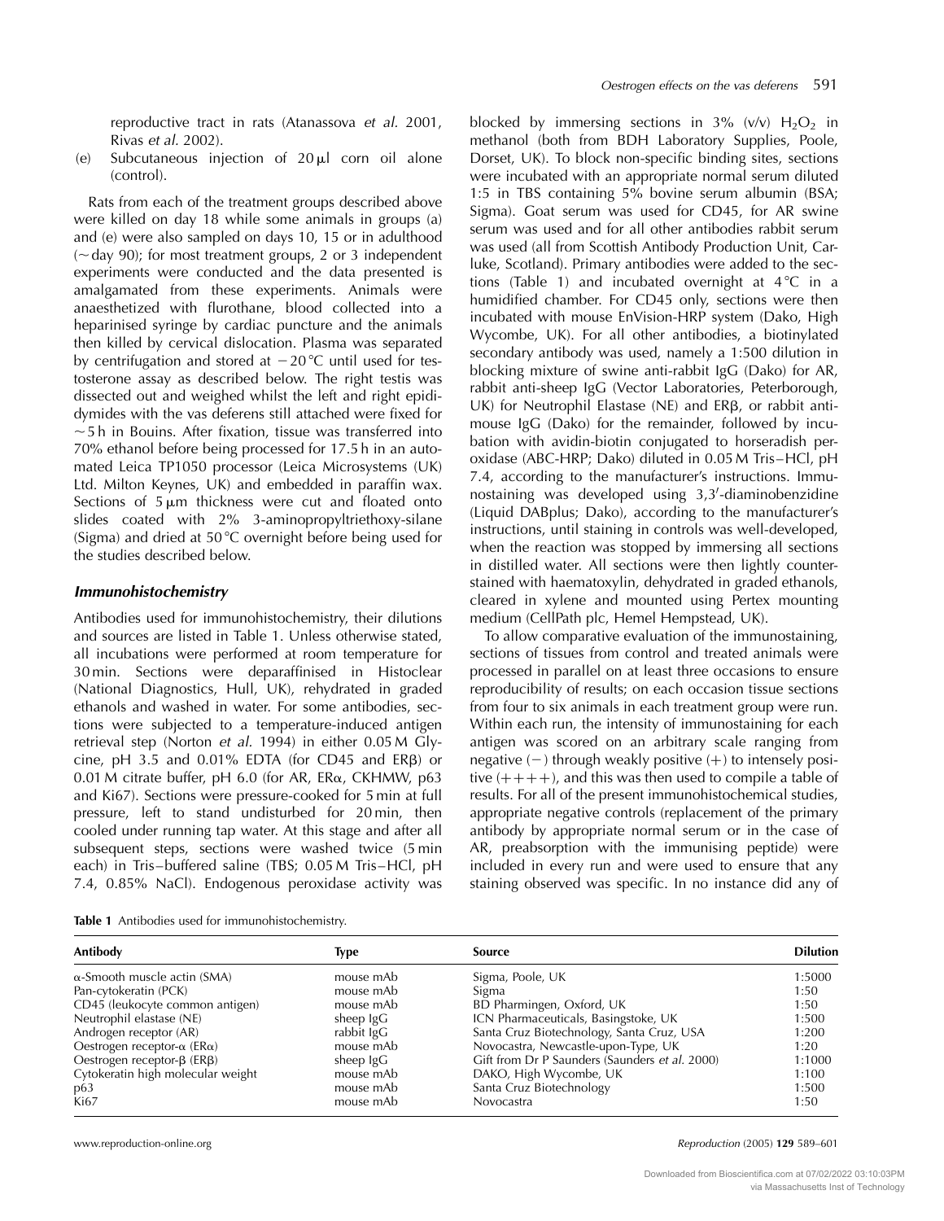reproductive tract in rats (Atanassova *et al.* 2001, Rivas *et al.* 2002).

(e) Subcutaneous injection of 20 µl corn oil alone (control).

Rats from each of the treatment groups described above were killed on day 18 while some animals in groups (a) and (e) were also sampled on days 10, 15 or in adulthood (~day 90); for most treatment groups, 2 or 3 independent experiments were conducted and the data presented is amalgamated from these experiments. Animals were anaesthetized with flurothane, blood collected into a heparinised syringe by cardiac puncture and the animals then killed by cervical dislocation. Plasma was separated by centrifugation and stored at −20 °C until used for testosterone assay as described below. The right testis was dissected out and weighed whilst the left and right epididymides with the vas deferens still attached were fixed for ~5 h in Bouins. After fixation, tissue was transferred into 70% ethanol before being processed for 17.5 h in an automated Leica TP1050 processor (Leica Microsystems (UK) Ltd. Milton Keynes, UK) and embedded in paraffin wax. Sections of 5 µm thickness were cut and floated onto slides coated with 2% 3-aminopropyltriethoxy-silane (Sigma) and dried at 50 °C overnight before being used for the studies described below.

### Immunohistochemistry

Antibodies used for immunohistochemistry, their dilutions and sources are listed in Table 1. Unless otherwise stated, all incubations were performed at room temperature for 30 min. Sections were deparaffinised in Histoclear (National Diagnostics, Hull, UK), rehydrated in graded ethanols and washed in water. For some antibodies, sections were subjected to a temperature-induced antigen retrieval step (Norton *et al.* 1994) in either 0.05 M Glycine, pH 3.5 and 0.01% EDTA (for CD45 and ERβ) or 0.01 M citrate buffer, pH 6.0 (for AR, ERα, CKHMW, p63 and Ki67). Sections were pressure-cooked for 5 min at full pressure, left to stand undisturbed for 20 min, then cooled under running tap water. At this stage and after all subsequent steps, sections were washed twice (5 min each) in Tris–buffered saline (TBS; 0.05 M Tris–HCl, pH 7.4, 0.85% NaCl). Endogenous peroxidase activity was blocked by immersing sections in 3% (v/v) $H_2O_2$ in methanol (both from BDH Laboratory Supplies, Poole, Dorset, UK). To block non-specific binding sites, sections were incubated with an appropriate normal serum diluted 1:5 in TBS containing 5% bovine serum albumin (BSA; Sigma). Goat serum was used for CD45, for AR swine serum was used and for all other antibodies rabbit serum was used (all from Scottish Antibody Production Unit, Carluke, Scotland). Primary antibodies were added to the sections (Table 1) and incubated overnight at 4 °C in a humidified chamber. For CD45 only, sections were then incubated with mouse EnVision-HRP system (Dako, High Wycombe, UK). For all other antibodies, a biotinylated secondary antibody was used, namely a 1:500 dilution in blocking mixture of swine anti-rabbit IgG (Dako) for AR, rabbit anti-sheep IgG (Vector Laboratories, Peterborough, UK) for Neutrophil Elastase (NE) and ERβ, or rabbit anti-mouse IgG (Dako) for the remainder, followed by incubation with avidin-biotin conjugated to horseradish peroxidase (ABC-HRP; Dako) diluted in 0.05 M Tris–HCl, pH 7.4, according to the manufacturer's instructions. Immunostaining was developed using 3,3′-diaminobenzidine (Liquid DABplus; Dako), according to the manufacturer's instructions, until staining in controls was well-developed, when the reaction was stopped by immersing all sections in distilled water. All sections were then lightly counterstained with haematoxylin, dehydrated in graded ethanols, cleared in xylene and mounted using Pertex mounting medium (CellPath plc, Hemel Hempstead, UK).

To allow comparative evaluation of the immunostaining, sections of tissues from control and treated animals were processed in parallel on at least three occasions to ensure reproducibility of results; on each occasion tissue sections from four to six animals in each treatment group were run. Within each run, the intensity of immunostaining for each antigen was scored on an arbitrary scale ranging from negative (−) through weakly positive (+) to intensely positive (++++), and this was then used to compile a table of results. For all of the present immunohistochemical studies, appropriate negative controls (replacement of the primary antibody by appropriate normal serum or in the case of AR, preabsorption with the immunising peptide) were included in every run and were used to ensure that any staining observed was specific. In no instance did any of

**Table 1** Antibodies used for immunohistochemistry.

| Antibody | Type | Source | Dilution |
|---|---|---|---|
| α-Smooth muscle actin (SMA) | mouse mAb | Sigma, Poole, UK | 1:5000 |
| Pan-cytokeratin (PCK) | mouse mAb | Sigma | 1:50 |
| CD45 (leukocyte common antigen) | mouse mAb | BD Pharmingen, Oxford, UK | 1:50 |
| Neutrophil elastase (NE) | sheep IgG | ICN Pharmaceuticals, Basingstoke, UK | 1:500 |
| Androgen receptor (AR) | rabbit IgG | Santa Cruz Biotechnology, Santa Cruz, USA | 1:200 |
| Oestrogen receptor-α (ERα) | mouse mAb | Novocastra, Newcastle-upon-Type, UK | 1:20 |
| Oestrogen receptor-β (ERβ) | sheep IgG | Gift from Dr P Saunders (Saunders *et al.* 2000) | 1:1000 |
| Cytokeratin high molecular weight | mouse mAb | DAKO, High Wycombe, UK | 1:100 |
| p63 | mouse mAb | Santa Cruz Biotechnology | 1:500 |
| Ki67 | mouse mAb | Novocastra | 1:50 |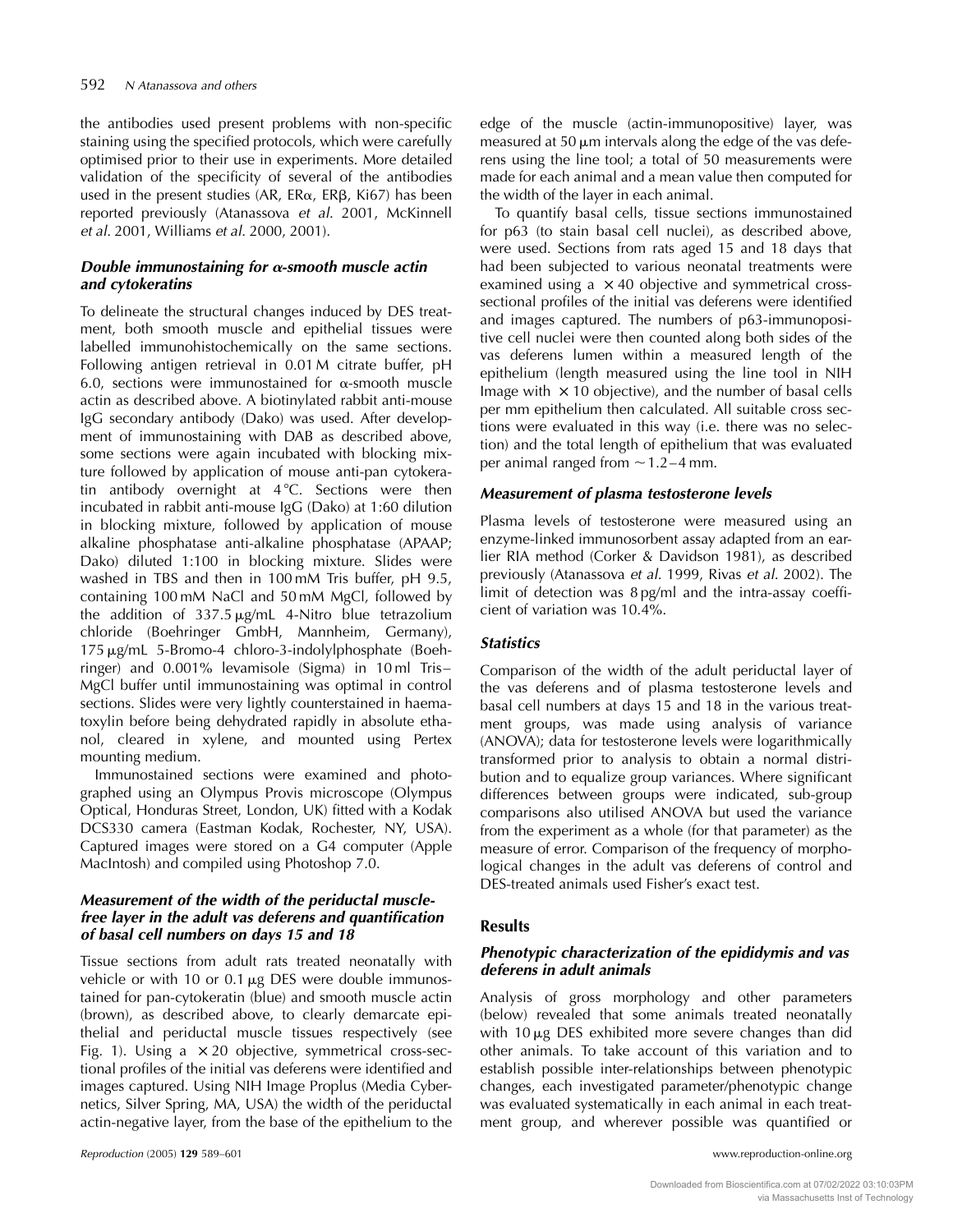the antibodies used present problems with non-specific staining using the specified protocols, which were carefully optimised prior to their use in experiments. More detailed validation of the specificity of several of the antibodies used in the present studies (AR, ERα, ERβ, Ki67) has been reported previously (Atanassova *et al.* 2001, McKinnell *et al.* 2001, Williams *et al.* 2000, 2001).

### Double immunostaining for α-smooth muscle actin and cytokeratins

To delineate the structural changes induced by DES treatment, both smooth muscle and epithelial tissues were labelled immunohistochemically on the same sections. Following antigen retrieval in 0.01 M citrate buffer, pH 6.0, sections were immunostained for α-smooth muscle actin as described above. A biotinylated rabbit anti-mouse IgG secondary antibody (Dako) was used. After development of immunostaining with DAB as described above, some sections were again incubated with blocking mixture followed by application of mouse anti-pan cytokeratin antibody overnight at 4 °C. Sections were then incubated in rabbit anti-mouse IgG (Dako) at 1:60 dilution in blocking mixture, followed by application of mouse alkaline phosphatase anti-alkaline phosphatase (APAAP; Dako) diluted 1:100 in blocking mixture. Slides were washed in TBS and then in 100 mM Tris buffer, pH 9.5, containing 100 mM NaCl and 50 mM MgCl, followed by the addition of 337.5 μg/mL 4-Nitro blue tetrazolium chloride (Boehringer GmbH, Mannheim, Germany), 175 μg/mL 5-Bromo-4 chloro-3-indolylphosphate (Boehringer) and 0.001% levamisole (Sigma) in 10 ml Tris–MgCl buffer until immunostaining was optimal in control sections. Slides were very lightly counterstained in haematoxylin before being dehydrated rapidly in absolute ethanol, cleared in xylene, and mounted using Pertex mounting medium.

Immunostained sections were examined and photographed using an Olympus Provis microscope (Olympus Optical, Honduras Street, London, UK) fitted with a Kodak DCS330 camera (Eastman Kodak, Rochester, NY, USA). Captured images were stored on a G4 computer (Apple MacIntosh) and compiled using Photoshop 7.0.

### Measurement of the width of the periductal muscle-free layer in the adult vas deferens and quantification of basal cell numbers on days 15 and 18

Tissue sections from adult rats treated neonatally with vehicle or with 10 or 0.1 μg DES were double immunostained for pan-cytokeratin (blue) and smooth muscle actin (brown), as described above, to clearly demarcate epithelial and periductal muscle tissues respectively (see Fig. 1). Using a × 20 objective, symmetrical cross-sectional profiles of the initial vas deferens were identified and images captured. Using NIH Image Proplus (Media Cybernetics, Silver Spring, MA, USA) the width of the periductal actin-negative layer, from the base of the epithelium to the edge of the muscle (actin-immunopositive) layer, was measured at 50 μm intervals along the edge of the vas deferens using the line tool; a total of 50 measurements were made for each animal and a mean value then computed for the width of the layer in each animal.

To quantify basal cells, tissue sections immunostained for p63 (to stain basal cell nuclei), as described above, were used. Sections from rats aged 15 and 18 days that had been subjected to various neonatal treatments were examined using a × 40 objective and symmetrical cross-sectional profiles of the initial vas deferens were identified and images captured. The numbers of p63-immunopositive cell nuclei were then counted along both sides of the vas deferens lumen within a measured length of the epithelium (length measured using the line tool in NIH Image with × 10 objective), and the number of basal cells per mm epithelium then calculated. All suitable cross sections were evaluated in this way (i.e. there was no selection) and the total length of epithelium that was evaluated per animal ranged from ~1.2–4 mm.

### Measurement of plasma testosterone levels

Plasma levels of testosterone were measured using an enzyme-linked immunosorbent assay adapted from an earlier RIA method (Corker & Davidson 1981), as described previously (Atanassova *et al.* 1999, Rivas *et al.* 2002). The limit of detection was 8 pg/ml and the intra-assay coefficient of variation was 10.4%.

### Statistics

Comparison of the width of the adult periductal layer of the vas deferens and of plasma testosterone levels and basal cell numbers at days 15 and 18 in the various treatment groups, was made using analysis of variance (ANOVA); data for testosterone levels were logarithmically transformed prior to analysis to obtain a normal distribution and to equalize group variances. Where significant differences between groups were indicated, sub-group comparisons also utilised ANOVA but used the variance from the experiment as a whole (for that parameter) as the measure of error. Comparison of the frequency of morphological changes in the adult vas deferens of control and DES-treated animals used Fisher's exact test.

## Results

### Phenotypic characterization of the epididymis and vas deferens in adult animals

Analysis of gross morphology and other parameters (below) revealed that some animals treated neonatally with 10 μg DES exhibited more severe changes than did other animals. To take account of this variation and to establish possible inter-relationships between phenotypic changes, each investigated parameter/phenotypic change was evaluated systematically in each animal in each treatment group, and wherever possible was quantified or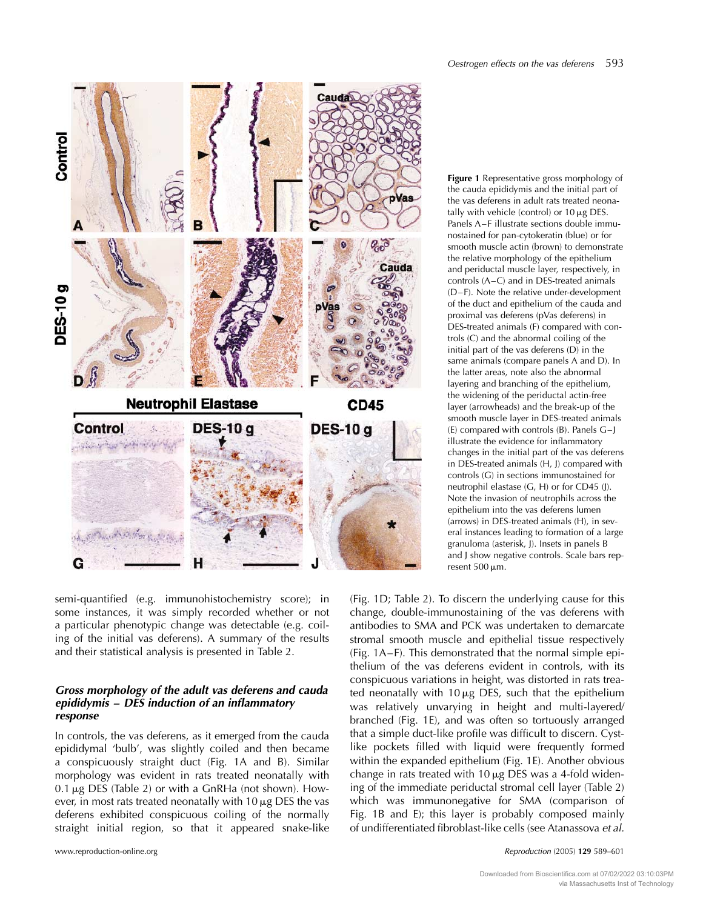**Figure 1** Representative gross morphology of the cauda epididymis and the initial part of the vas deferens in adult rats treated neonatally with vehicle (control) or 10 μg DES. Panels A–F illustrate sections double immunostained for pan-cytokeratin (blue) or for smooth muscle actin (brown) to demonstrate the relative morphology of the epithelium and periductal muscle layer, respectively, in controls (A–C) and in DES-treated animals (D–F). Note the relative under-development of the duct and epithelium of the cauda and proximal vas deferens (pVas deferens) in DES-treated animals (F) compared with controls (C) and the abnormal coiling of the initial part of the vas deferens (D) in the same animals (compare panels A and D). In the latter areas, note also the abnormal layering and branching of the epithelium, the widening of the periductal actin-free layer (arrowheads) and the break-up of the smooth muscle layer in DES-treated animals (E) compared with controls (B). Panels G–J illustrate the evidence for inflammatory changes in the initial part of the vas deferens in DES-treated animals (H, J) compared with controls (G) in sections immunostained for neutrophil elastase (G, H) or for CD45 (J). Note the invasion of neutrophils across the epithelium into the vas deferens lumen (arrows) in DES-treated animals (H), in several instances leading to formation of a large granuloma (asterisk, J). Insets in panels B and J show negative controls. Scale bars represent 500 μm.

semi-quantified (e.g. immunohistochemistry score); in some instances, it was simply recorded whether or not a particular phenotypic change was detectable (e.g. coiling of the initial vas deferens). A summary of the results and their statistical analysis is presented in Table 2.

### *Gross morphology of the adult vas deferens and cauda epididymis – DES induction of an inflammatory response*

In controls, the vas deferens, as it emerged from the cauda epididymal 'bulb', was slightly coiled and then became a conspicuously straight duct (Fig. 1A and B). Similar morphology was evident in rats treated neonatally with 0.1 μg DES (Table 2) or with a GnRHa (not shown). However, in most rats treated neonatally with 10 μg DES the vas deferens exhibited conspicuous coiling of the normally straight initial region, so that it appeared snake-like (Fig. 1D; Table 2). To discern the underlying cause for this change, double-immunostaining of the vas deferens with antibodies to SMA and PCK was undertaken to demarcate stromal smooth muscle and epithelial tissue respectively (Fig. 1A–F). This demonstrated that the normal simple epithelium of the vas deferens evident in controls, with its conspicuous variations in height, was distorted in rats treated neonatally with 10 μg DES, such that the epithelium was relatively unvarying in height and multi-layered/branched (Fig. 1E), and was often so tortuously arranged that a simple duct-like profile was difficult to discern. Cyst-like pockets filled with liquid were frequently formed within the expanded epithelium (Fig. 1E). Another obvious change in rats treated with 10 μg DES was a 4-fold widening of the immediate periductal stromal cell layer (Table 2) which was immunonegative for SMA (comparison of Fig. 1B and E); this layer is probably composed mainly of undifferentiated fibroblast-like cells (see Atanassova *et al.*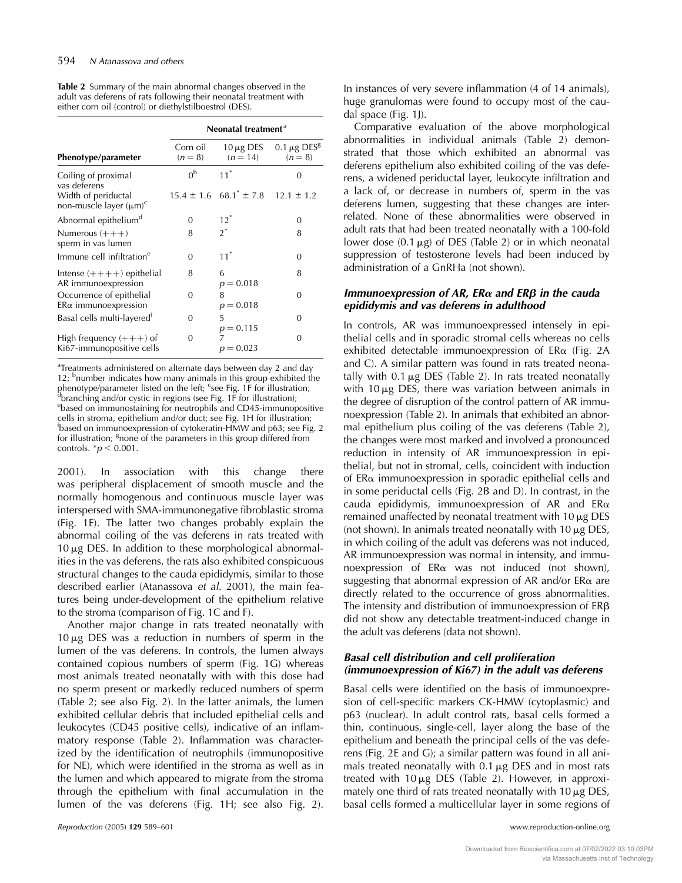**Table 2** Summary of the main abnormal changes observed in the adult vas deferens of rats following their neonatal treatment with either corn oil (control) or diethylstilboestrol (DES).

| Phenotype/parameter | Neonatal treatment[a] | | |
|---|---|---|---|
| | Corn oil ($n = 8$) | 10 μg DES ($n = 14$) | 0.1 μg DES[g] ($n = 8$) |
| Coiling of proximal vas deferens | 0[b] | 11* | 0 |
| Width of periductal non-muscle layer (μm)[c] | 15.4 ± 1.6 | 68.1* ± 7.8 | 12.1 ± 1.2 |
| Abnormal epithelium[d] | 0 | 12* | 0 |
| Numerous (+++) sperm in vas lumen | 8 | 2* | 8 |
| Immune cell infiltration[e] | 0 | 11* | 0 |
| Intense (++++) epithelial AR immunoexpression | 8 | 6 $p = 0.018$ | 8 |
| Occurrence of epithelial ERα immunoexpression | 0 | 8 $p = 0.018$ | 0 |
| Basal cells multi-layered[f] | 0 | 5 $p = 0.115$ | 0 |
| High frequency (+++) of Ki67-immunopositive cells | 0 | 7 $p = 0.023$ | 0 |

[a]Treatments administered on alternate days between day 2 and day 12; [b]number indicates how many animals in this group exhibited the phenotype/parameter listed on the left; [c]see Fig. 1F for illustration; [d]branching and/or cystic in regions (see Fig. 1F for illustration); [e]based on immunostaining for neutrophils and CD45-immunopositive cells in stroma, epithelium and/or duct; see Fig. 1H for illustration; [f]based on immunoexpression of cytokeratin-HMW and p63; see Fig. 2 for illustration; [g]none of the parameters in this group differed from controls. *$p < 0.001$.

2001). In association with this change there was peripheral displacement of smooth muscle and the normally homogenous and continuous muscle layer was interspersed with SMA-immunonegative fibroblastic stroma (Fig. 1E). The latter two changes probably explain the abnormal coiling of the vas deferens in rats treated with 10 μg DES. In addition to these morphological abnormalities in the vas deferens, the rats also exhibited conspicuous structural changes to the cauda epididymis, similar to those described earlier (Atanassova *et al.* 2001), the main features being under-development of the epithelium relative to the stroma (comparison of Fig. 1C and F).

Another major change in rats treated neonatally with 10 μg DES was a reduction in numbers of sperm in the lumen of the vas deferens. In controls, the lumen always contained copious numbers of sperm (Fig. 1G) whereas most animals treated neonatally with with this dose had no sperm present or markedly reduced numbers of sperm (Table 2; see also Fig. 2). In the latter animals, the lumen exhibited cellular debris that included epithelial cells and leukocytes (CD45 positive cells), indicative of an inflammatory response (Table 2). Inflammation was characterized by the identification of neutrophils (immunopositive for NE), which were identified in the stroma as well as in the lumen and which appeared to migrate from the stroma through the epithelium with final accumulation in the lumen of the vas deferens (Fig. 1H; see also Fig. 2). In instances of very severe inflammation (4 of 14 animals), huge granulomas were found to occupy most of the caudal space (Fig. 1J).

Comparative evaluation of the above morphological abnormalities in individual animals (Table 2) demonstrated that those which exhibited an abnormal vas deferens epithelium also exhibited coiling of the vas deferens, a widened periductal layer, leukocyte infiltration and a lack of, or decrease in numbers of, sperm in the vas deferens lumen, suggesting that these changes are interrelated. None of these abnormalities were observed in adult rats that had been treated neonatally with a 100-fold lower dose (0.1 μg) of DES (Table 2) or in which neonatal suppression of testosterone levels had been induced by administration of a GnRHa (not shown).

### Immunoexpression of AR, ERα and ERβ in the cauda epididymis and vas deferens in adulthood

In controls, AR was immunoexpressed intensely in epithelial cells and in sporadic stromal cells whereas no cells exhibited detectable immunoexpression of ERα (Fig. 2A and C). A similar pattern was found in rats treated neonatally with 0.1 μg DES (Table 2). In rats treated neonatally with 10 μg DES, there was variation between animals in the degree of disruption of the control pattern of AR immunoexpression (Table 2). In animals that exhibited an abnormal epithelium plus coiling of the vas deferens (Table 2), the changes were most marked and involved a pronounced reduction in intensity of AR immunoexpression in epithelial, but not in stromal, cells, coincident with induction of ERα immunoexpression in sporadic epithelial cells and in some periductal cells (Fig. 2B and D). In contrast, in the cauda epididymis, immunoexpression of AR and ERα remained unaffected by neonatal treatment with 10 μg DES (not shown). In animals treated neonatally with 10 μg DES, in which coiling of the adult vas deferens was not induced, AR immunoexpression was normal in intensity, and immunoexpression of ERα was not induced (not shown), suggesting that abnormal expression of AR and/or ERα are directly related to the occurrence of gross abnormalities. The intensity and distribution of immunoexpression of ERβ did not show any detectable treatment-induced change in the adult vas deferens (data not shown).

### Basal cell distribution and cell proliferation (immunoexpression of Ki67) in the adult vas deferens

Basal cells were identified on the basis of immunoexpression of cell-specific markers CK-HMW (cytoplasmic) and p63 (nuclear). In adult control rats, basal cells formed a thin, continuous, single-cell, layer along the base of the epithelium and beneath the principal cells of the vas deferens (Fig. 2E and G); a similar pattern was found in all animals treated neonatally with 0.1 μg DES and in most rats treated with 10 μg DES (Table 2). However, in approximately one third of rats treated neonatally with 10 μg DES, basal cells formed a multicellular layer in some regions of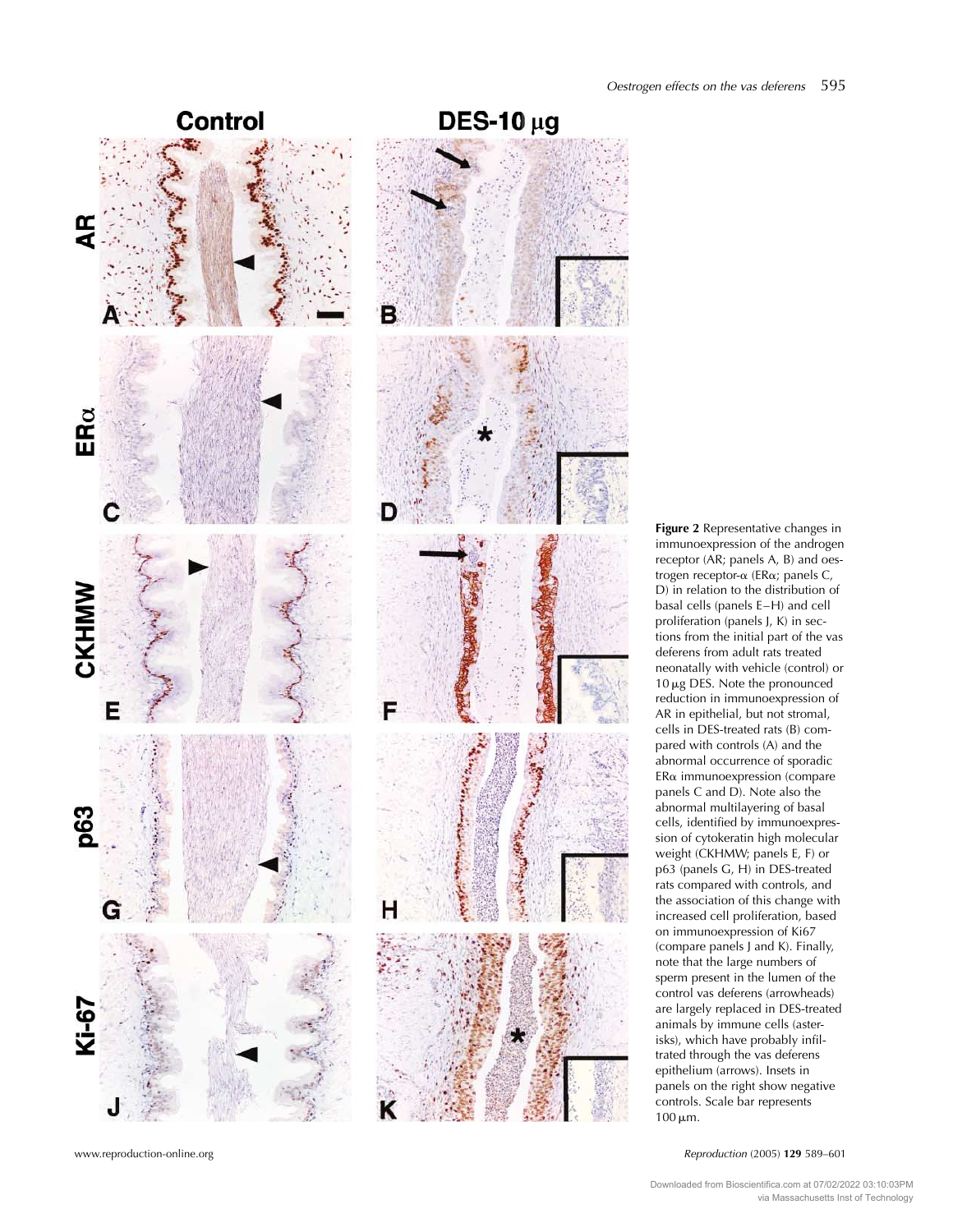**Figure 2** Representative changes in immunoexpression of the androgen receptor (AR; panels A, B) and oestrogen receptor-α (ERα; panels C, D) in relation to the distribution of basal cells (panels E–H) and cell proliferation (panels J, K) in sections from the initial part of the vas deferens from adult rats treated neonatally with vehicle (control) or 10 μg DES. Note the pronounced reduction in immunoexpression of AR in epithelial, but not stromal, cells in DES-treated rats (B) compared with controls (A) and the abnormal occurrence of sporadic ERα immunoexpression (compare panels C and D). Note also the abnormal multilayering of basal cells, identified by immunoexpression of cytokeratin high molecular weight (CKHMW; panels E, F) or p63 (panels G, H) in DES-treated rats compared with controls, and the association of this change with increased cell proliferation, based on immunoexpression of Ki67 (compare panels J and K). Finally, note that the large numbers of sperm present in the lumen of the control vas deferens (arrowheads) are largely replaced in DES-treated animals by immune cells (asterisks), which have probably infiltrated through the vas deferens epithelium (arrows). Insets in panels on the right show negative controls. Scale bar represents 100 μm.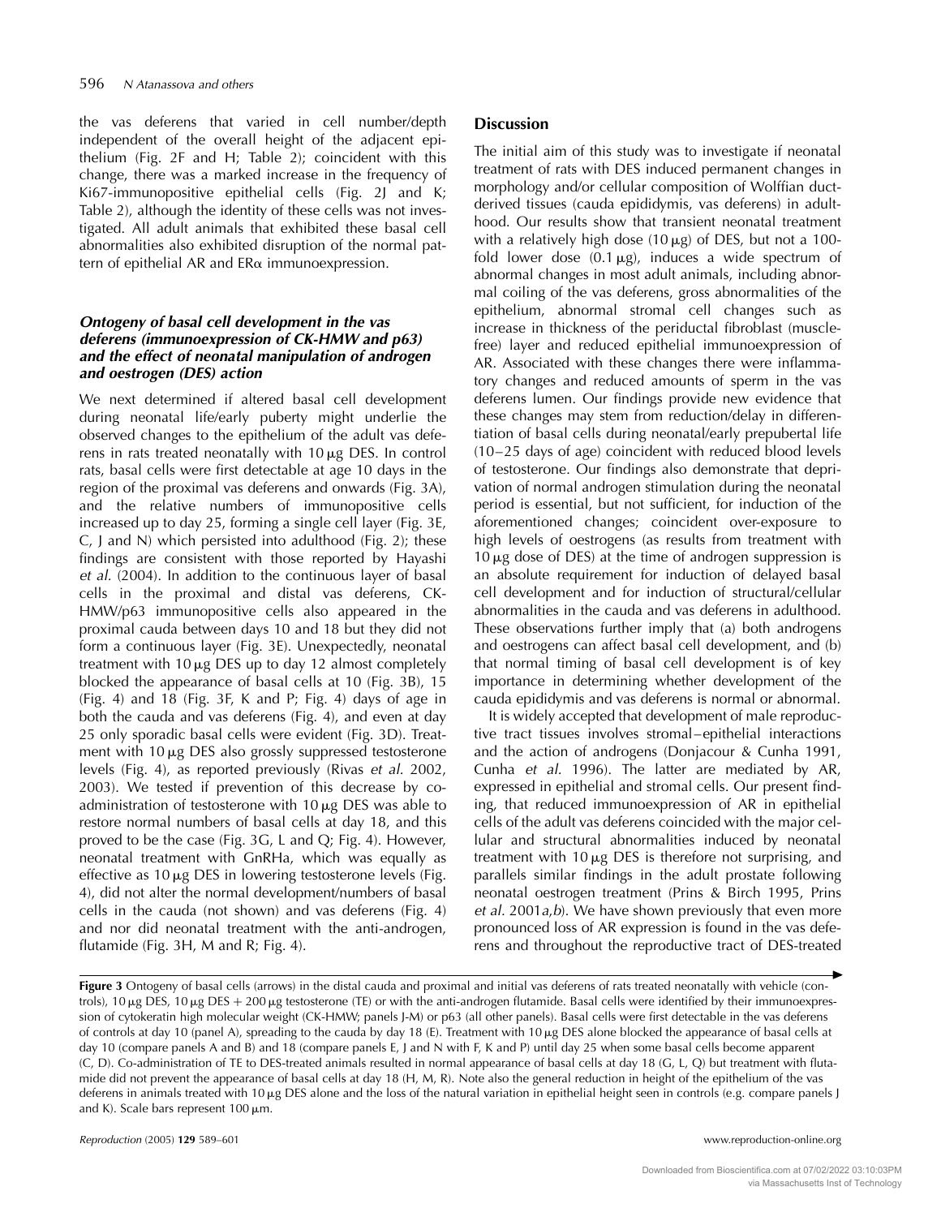the vas deferens that varied in cell number/depth independent of the overall height of the adjacent epithelium (Fig. 2F and H; Table 2); coincident with this change, there was a marked increase in the frequency of Ki67-immunopositive epithelial cells (Fig. 2J and K; Table 2), although the identity of these cells was not investigated. All adult animals that exhibited these basal cell abnormalities also exhibited disruption of the normal pattern of epithelial AR and ERα immunoexpression.

### *Ontogeny of basal cell development in the vas deferens (immunoexpression of CK-HMW and p63) and the effect of neonatal manipulation of androgen and oestrogen (DES) action*

We next determined if altered basal cell development during neonatal life/early puberty might underlie the observed changes to the epithelium of the adult vas deferens in rats treated neonatally with 10 μg DES. In control rats, basal cells were first detectable at age 10 days in the region of the proximal vas deferens and onwards (Fig. 3A), and the relative numbers of immunopositive cells increased up to day 25, forming a single cell layer (Fig. 3E, C, J and N) which persisted into adulthood (Fig. 2); these findings are consistent with those reported by Hayashi *et al.* (2004). In addition to the continuous layer of basal cells in the proximal and distal vas deferens, CK-HMW/p63 immunopositive cells also appeared in the proximal cauda between days 10 and 18 but they did not form a continuous layer (Fig. 3E). Unexpectedly, neonatal treatment with 10 μg DES up to day 12 almost completely blocked the appearance of basal cells at 10 (Fig. 3B), 15 (Fig. 4) and 18 (Fig. 3F, K and P; Fig. 4) days of age in both the cauda and vas deferens (Fig. 4), and even at day 25 only sporadic basal cells were evident (Fig. 3D). Treatment with 10 μg DES also grossly suppressed testosterone levels (Fig. 4), as reported previously (Rivas *et al.* 2002, 2003). We tested if prevention of this decrease by co-administration of testosterone with 10 μg DES was able to restore normal numbers of basal cells at day 18, and this proved to be the case (Fig. 3G, L and Q; Fig. 4). However, neonatal treatment with GnRHa, which was equally as effective as 10 μg DES in lowering testosterone levels (Fig. 4), did not alter the normal development/numbers of basal cells in the cauda (not shown) and vas deferens (Fig. 4) and nor did neonatal treatment with the anti-androgen, flutamide (Fig. 3H, M and R; Fig. 4).

## Discussion

The initial aim of this study was to investigate if neonatal treatment of rats with DES induced permanent changes in morphology and/or cellular composition of Wolffian duct-derived tissues (cauda epididymis, vas deferens) in adulthood. Our results show that transient neonatal treatment with a relatively high dose (10 μg) of DES, but not a 100-fold lower dose (0.1 μg), induces a wide spectrum of abnormal changes in most adult animals, including abnormal coiling of the vas deferens, gross abnormalities of the epithelium, abnormal stromal cell changes such as increase in thickness of the periductal fibroblast (muscle-free) layer and reduced epithelial immunoexpression of AR. Associated with these changes there were inflammatory changes and reduced amounts of sperm in the vas deferens lumen. Our findings provide new evidence that these changes may stem from reduction/delay in differentiation of basal cells during neonatal/early prepubertal life (10–25 days of age) coincident with reduced blood levels of testosterone. Our findings also demonstrate that deprivation of normal androgen stimulation during the neonatal period is essential, but not sufficient, for induction of the aforementioned changes; coincident over-exposure to high levels of oestrogens (as results from treatment with 10 μg dose of DES) at the time of androgen suppression is an absolute requirement for induction of delayed basal cell development and for induction of structural/cellular abnormalities in the cauda and vas deferens in adulthood. These observations further imply that (a) both androgens and oestrogens can affect basal cell development, and (b) that normal timing of basal cell development is of key importance in determining whether development of the cauda epididymis and vas deferens is normal or abnormal.

It is widely accepted that development of male reproductive tract tissues involves stromal–epithelial interactions and the action of androgens (Donjacour & Cunha 1991, Cunha *et al.* 1996). The latter are mediated by AR, expressed in epithelial and stromal cells. Our present finding, that reduced immunoexpression of AR in epithelial cells of the adult vas deferens coincided with the major cellular and structural abnormalities induced by neonatal treatment with 10 μg DES is therefore not surprising, and parallels similar findings in the adult prostate following neonatal oestrogen treatment (Prins & Birch 1995, Prins *et al.* 2001*a*,*b*). We have shown previously that even more pronounced loss of AR expression is found in the vas deferens and throughout the reproductive tract of DES-treated

**Figure 3** Ontogeny of basal cells (arrows) in the distal cauda and proximal and initial vas deferens of rats treated neonatally with vehicle (controls), 10 μg DES, 10 μg DES + 200 μg testosterone (TE) or with the anti-androgen flutamide. Basal cells were identified by their immunoexpression of cytokeratin high molecular weight (CK-HMW; panels J-M) or p63 (all other panels). Basal cells were first detectable in the vas deferens of controls at day 10 (panel A), spreading to the cauda by day 18 (E). Treatment with 10 μg DES alone blocked the appearance of basal cells at day 10 (compare panels A and B) and 18 (compare panels E, J and N with F, K and P) until day 25 when some basal cells become apparent (C, D). Co-administration of TE to DES-treated animals resulted in normal appearance of basal cells at day 18 (G, L, Q) but treatment with flutamide did not prevent the appearance of basal cells at day 18 (H, M, R). Note also the general reduction in height of the epithelium of the vas deferens in animals treated with 10 μg DES alone and the loss of the natural variation in epithelial height seen in controls (e.g. compare panels J and K). Scale bars represent 100 μm.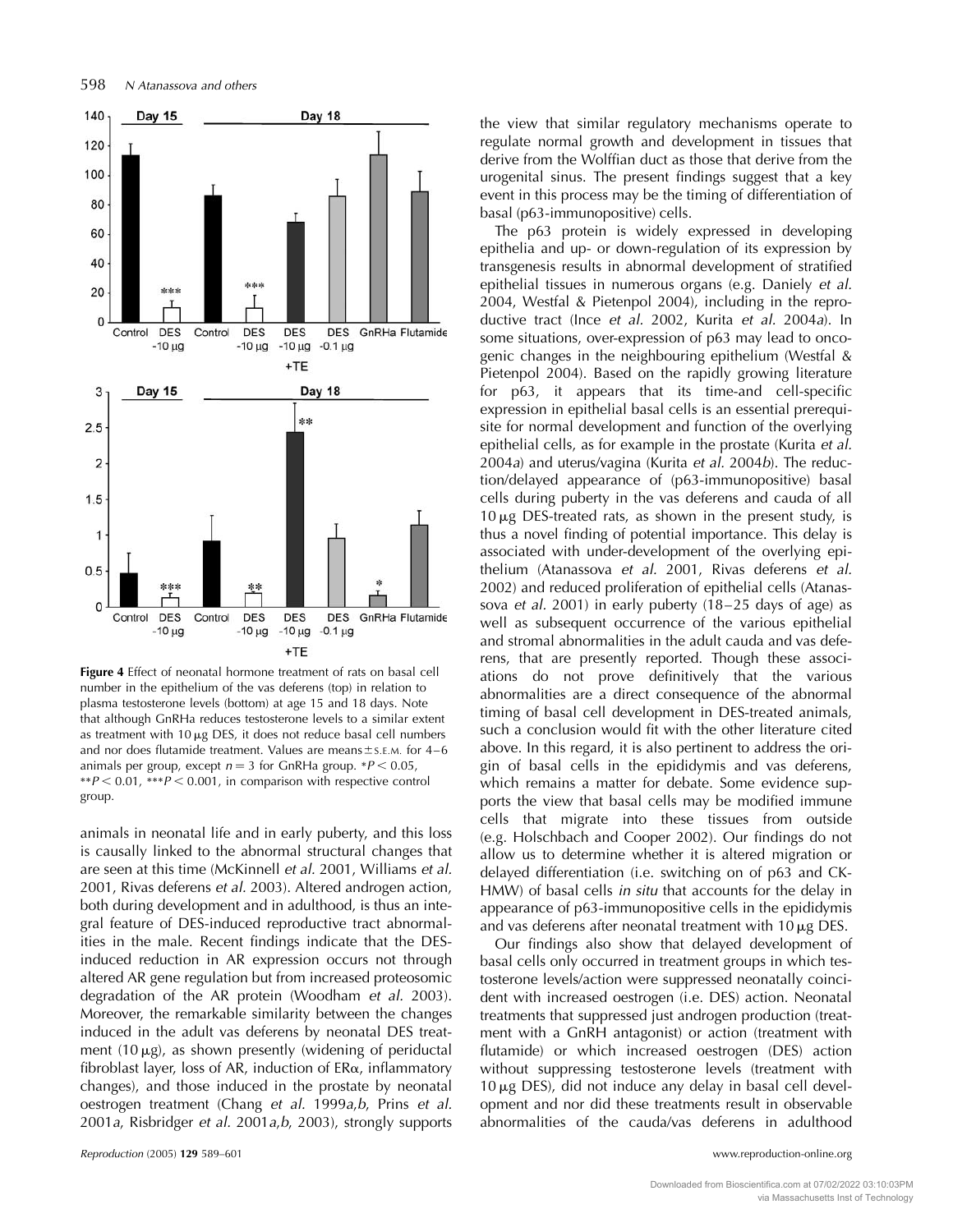**Figure 4** Effect of neonatal hormone treatment of rats on basal cell number in the epithelium of the vas deferens (top) in relation to plasma testosterone levels (bottom) at age 15 and 18 days. Note that although GnRHa reduces testosterone levels to a similar extent as treatment with 10 μg DES, it does not reduce basal cell numbers and nor does flutamide treatment. Values are means ± S.E.M. for 4–6 animals per group, except $n = 3$ for GnRHa group. $*P < 0.05$, $**P < 0.01$, $***P < 0.001$, in comparison with respective control group.

animals in neonatal life and in early puberty, and this loss is causally linked to the abnormal structural changes that are seen at this time (McKinnell *et al.* 2001, Williams *et al.* 2001, Rivas deferens *et al.* 2003). Altered androgen action, both during development and in adulthood, is thus an integral feature of DES-induced reproductive tract abnormalities in the male. Recent findings indicate that the DES-induced reduction in AR expression occurs not through altered AR gene regulation but from increased proteosomic degradation of the AR protein (Woodham *et al.* 2003). Moreover, the remarkable similarity between the changes induced in the adult vas deferens by neonatal DES treatment (10 μg), as shown presently (widening of periductal fibroblast layer, loss of AR, induction of ERα, inflammatory changes), and those induced in the prostate by neonatal oestrogen treatment (Chang *et al.* 1999*a*,*b*, Prins *et al.* 2001*a*, Risbridger *et al.* 2001*a*,*b*, 2003), strongly supports the view that similar regulatory mechanisms operate to regulate normal growth and development in tissues that derive from the Wolffian duct as those that derive from the urogenital sinus. The present findings suggest that a key event in this process may be the timing of differentiation of basal (p63-immunopositive) cells.

The p63 protein is widely expressed in developing epithelia and up- or down-regulation of its expression by transgenesis results in abnormal development of stratified epithelial tissues in numerous organs (e.g. Daniely *et al.* 2004, Westfal & Pietenpol 2004), including in the reproductive tract (Ince *et al.* 2002, Kurita *et al.* 2004*a*). In some situations, over-expression of p63 may lead to oncogenic changes in the neighbouring epithelium (Westfal & Pietenpol 2004). Based on the rapidly growing literature for p63, it appears that its time-and cell-specific expression in epithelial basal cells is an essential prerequisite for normal development and function of the overlying epithelial cells, as for example in the prostate (Kurita *et al.* 2004*a*) and uterus/vagina (Kurita *et al.* 2004*b*). The reduction/delayed appearance of (p63-immunopositive) basal cells during puberty in the vas deferens and cauda of all 10 μg DES-treated rats, as shown in the present study, is thus a novel finding of potential importance. This delay is associated with under-development of the overlying epithelium (Atanassova *et al.* 2001, Rivas deferens *et al.* 2002) and reduced proliferation of epithelial cells (Atanassova *et al.* 2001) in early puberty (18–25 days of age) as well as subsequent occurrence of the various epithelial and stromal abnormalities in the adult cauda and vas deferens, that are presently reported. Though these associations do not prove definitively that the various abnormalities are a direct consequence of the abnormal timing of basal cell development in DES-treated animals, such a conclusion would fit with the other literature cited above. In this regard, it is also pertinent to address the origin of basal cells in the epididymis and vas deferens, which remains a matter for debate. Some evidence supports the view that basal cells may be modified immune cells that migrate into these tissues from outside (e.g. Holschbach and Cooper 2002). Our findings do not allow us to determine whether it is altered migration or delayed differentiation (i.e. switching on of p63 and CK-HMW) of basal cells *in situ* that accounts for the delay in appearance of p63-immunopositive cells in the epididymis and vas deferens after neonatal treatment with 10 μg DES.

Our findings also show that delayed development of basal cells only occurred in treatment groups in which testosterone levels/action were suppressed neonatally coincident with increased oestrogen (i.e. DES) action. Neonatal treatments that suppressed just androgen production (treatment with a GnRH antagonist) or action (treatment with flutamide) or which increased oestrogen (DES) action without suppressing testosterone levels (treatment with 10 μg DES), did not induce any delay in basal cell development and nor did these treatments result in observable abnormalities of the cauda/vas deferens in adulthood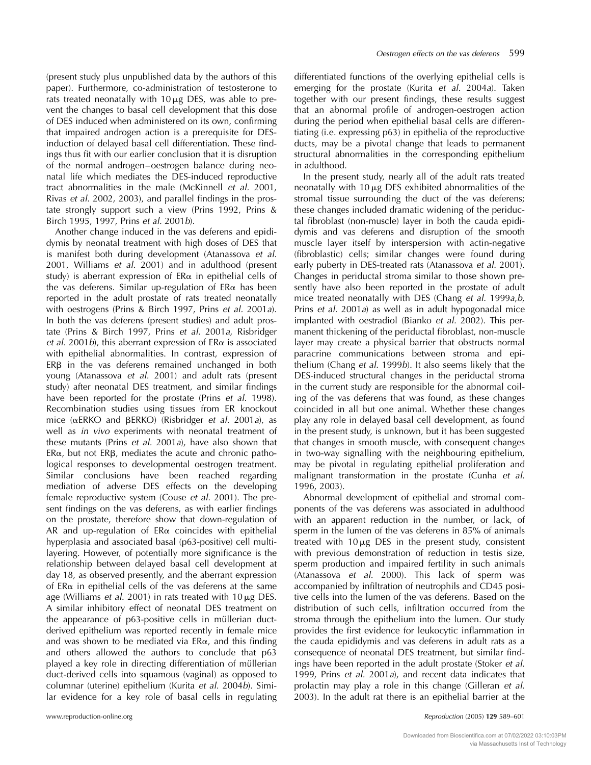(present study plus unpublished data by the authors of this paper). Furthermore, co-administration of testosterone to rats treated neonatally with 10 μg DES, was able to prevent the changes to basal cell development that this dose of DES induced when administered on its own, confirming that impaired androgen action is a prerequisite for DES-induction of delayed basal cell differentiation. These findings thus fit with our earlier conclusion that it is disruption of the normal androgen–oestrogen balance during neonatal life which mediates the DES-induced reproductive tract abnormalities in the male (McKinnell *et al.* 2001, Rivas *et al.* 2002, 2003), and parallel findings in the prostate strongly support such a view (Prins 1992, Prins & Birch 1995, 1997, Prins *et al.* 2001*b*).

Another change induced in the vas deferens and epididymis by neonatal treatment with high doses of DES that is manifest both during development (Atanassova *et al.* 2001, Williams *et al.* 2001) and in adulthood (present study) is aberrant expression of ERα in epithelial cells of the vas deferens. Similar up-regulation of ERα has been reported in the adult prostate of rats treated neonatally with oestrogens (Prins & Birch 1997, Prins *et al.* 2001*a*). In both the vas deferens (present studies) and adult prostate (Prins & Birch 1997, Prins *et al.* 2001*a*, Risbridger *et al.* 2001*b*), this aberrant expression of ERα is associated with epithelial abnormalities. In contrast, expression of ERβ in the vas deferens remained unchanged in both young (Atanassova *et al.* 2001) and adult rats (present study) after neonatal DES treatment, and similar findings have been reported for the prostate (Prins *et al.* 1998). Recombination studies using tissues from ER knockout mice (αERKO and βERKO) (Risbridger *et al.* 2001*a*), as well as *in vivo* experiments with neonatal treatment of these mutants (Prins *et al.* 2001*a*), have also shown that ERα, but not ERβ, mediates the acute and chronic pathological responses to developmental oestrogen treatment. Similar conclusions have been reached regarding mediation of adverse DES effects on the developing female reproductive system (Couse *et al.* 2001). The present findings on the vas deferens, as with earlier findings on the prostate, therefore show that down-regulation of AR and up-regulation of ERα coincides with epithelial hyperplasia and associated basal (p63-positive) cell multilayering. However, of potentially more significance is the relationship between delayed basal cell development at day 18, as observed presently, and the aberrant expression of ERα in epithelial cells of the vas deferens at the same age (Williams *et al.* 2001) in rats treated with 10 μg DES. A similar inhibitory effect of neonatal DES treatment on the appearance of p63-positive cells in müllerian duct-derived epithelium was reported recently in female mice and was shown to be mediated via ERα, and this finding and others allowed the authors to conclude that p63 played a key role in directing differentiation of müllerian duct-derived cells into squamous (vaginal) as opposed to columnar (uterine) epithelium (Kurita *et al.* 2004*b*). Similar evidence for a key role of basal cells in regulating differentiated functions of the overlying epithelial cells is emerging for the prostate (Kurita *et al.* 2004*a*). Taken together with our present findings, these results suggest that an abnormal profile of androgen-oestrogen action during the period when epithelial basal cells are differentiating (i.e. expressing p63) in epithelia of the reproductive ducts, may be a pivotal change that leads to permanent structural abnormalities in the corresponding epithelium in adulthood.

In the present study, nearly all of the adult rats treated neonatally with 10 μg DES exhibited abnormalities of the stromal tissue surrounding the duct of the vas deferens; these changes included dramatic widening of the periductal fibroblast (non-muscle) layer in both the cauda epididymis and vas deferens and disruption of the smooth muscle layer itself by interspersion with actin-negative (fibroblastic) cells; similar changes were found during early puberty in DES-treated rats (Atanassova *et al.* 2001). Changes in periductal stroma similar to those shown presently have also been reported in the prostate of adult mice treated neonatally with DES (Chang *et al.* 1999*a*,*b*, Prins *et al.* 2001*a*) as well as in adult hypogonadal mice implanted with oestradiol (Bianko *et al.* 2002). This permanent thickening of the periductal fibroblast, non-muscle layer may create a physical barrier that obstructs normal paracrine communications between stroma and epithelium (Chang *et al.* 1999*b*). It also seems likely that the DES-induced structural changes in the periductal stroma in the current study are responsible for the abnormal coiling of the vas deferens that was found, as these changes coincided in all but one animal. Whether these changes play any role in delayed basal cell development, as found in the present study, is unknown, but it has been suggested that changes in smooth muscle, with consequent changes in two-way signalling with the neighbouring epithelium, may be pivotal in regulating epithelial proliferation and malignant transformation in the prostate (Cunha *et al.* 1996, 2003).

Abnormal development of epithelial and stromal components of the vas deferens was associated in adulthood with an apparent reduction in the number, or lack, of sperm in the lumen of the vas deferens in 85% of animals treated with 10 μg DES in the present study, consistent with previous demonstration of reduction in testis size, sperm production and impaired fertility in such animals (Atanassova *et al.* 2000). This lack of sperm was accompanied by infiltration of neutrophils and CD45 positive cells into the lumen of the vas deferens. Based on the distribution of such cells, infiltration occurred from the stroma through the epithelium into the lumen. Our study provides the first evidence for leukocytic inflammation in the cauda epididymis and vas deferens in adult rats as a consequence of neonatal DES treatment, but similar findings have been reported in the adult prostate (Stoker *et al.* 1999, Prins *et al.* 2001*a*), and recent data indicates that prolactin may play a role in this change (Gilleran *et al.* 2003). In the adult rat there is an epithelial barrier at the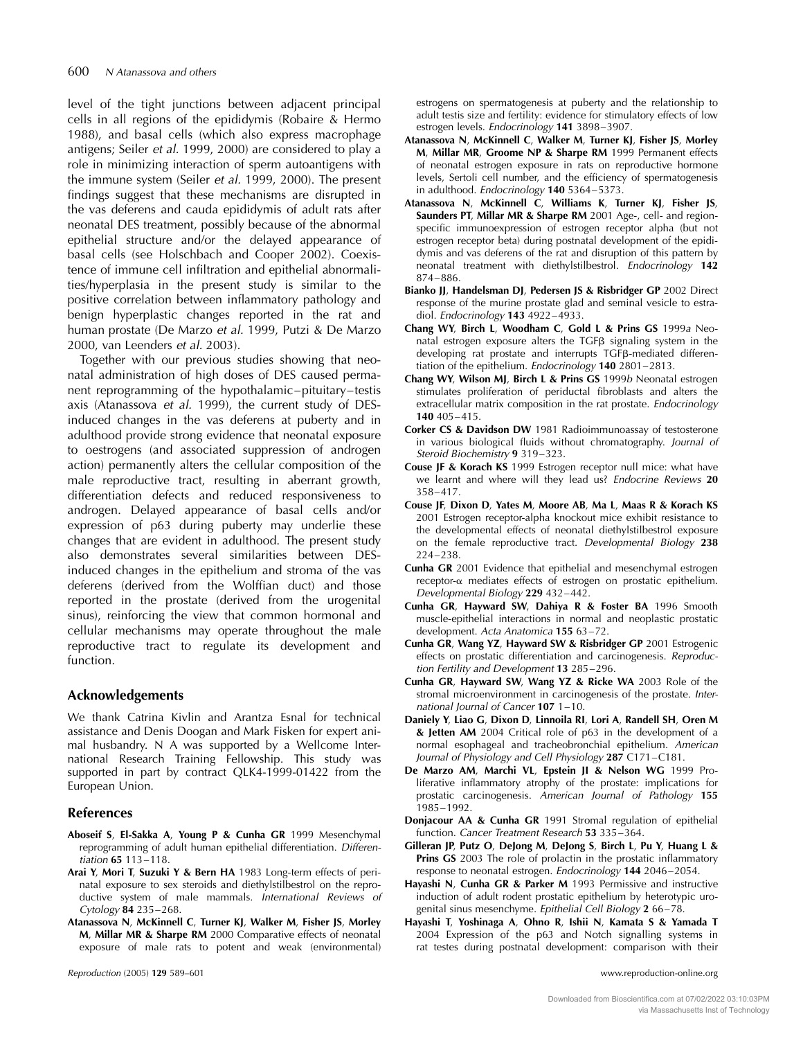level of the tight junctions between adjacent principal cells in all regions of the epididymis (Robaire & Hermo 1988), and basal cells (which also express macrophage antigens; Seiler *et al.* 1999, 2000) are considered to play a role in minimizing interaction of sperm autoantigens with the immune system (Seiler *et al.* 1999, 2000). The present findings suggest that these mechanisms are disrupted in the vas deferens and cauda epididymis of adult rats after neonatal DES treatment, possibly because of the abnormal epithelial structure and/or the delayed appearance of basal cells (see Holschbach and Cooper 2002). Coexistence of immune cell infiltration and epithelial abnormalities/hyperplasia in the present study is similar to the positive correlation between inflammatory pathology and benign hyperplastic changes reported in the rat and human prostate (De Marzo *et al.* 1999, Putzi & De Marzo 2000, van Leenders *et al.* 2003).

Together with our previous studies showing that neonatal administration of high doses of DES caused permanent reprogramming of the hypothalamic–pituitary–testis axis (Atanassova *et al.* 1999), the current study of DES-induced changes in the vas deferens at puberty and in adulthood provide strong evidence that neonatal exposure to oestrogens (and associated suppression of androgen action) permanently alters the cellular composition of the male reproductive tract, resulting in aberrant growth, differentiation defects and reduced responsiveness to androgen. Delayed appearance of basal cells and/or expression of p63 during puberty may underlie these changes that are evident in adulthood. The present study also demonstrates several similarities between DES-induced changes in the epithelium and stroma of the vas deferens (derived from the Wolffian duct) and those reported in the prostate (derived from the urogenital sinus), reinforcing the view that common hormonal and cellular mechanisms may operate throughout the male reproductive tract to regulate its development and function.

## Acknowledgements

We thank Catrina Kivlin and Arantza Esnal for technical assistance and Denis Doogan and Mark Fisken for expert animal husbandry. N A was supported by a Wellcome International Research Training Fellowship. This study was supported in part by contract QLK4-1999-01422 from the European Union.

## References

**Aboseif S**, **El-Sakka A**, **Young P & Cunha GR** 1999 Mesenchymal reprogramming of adult human epithelial differentiation. *Differentiation* **65** 113–118.

**Arai Y**, **Mori T**, **Suzuki Y & Bern HA** 1983 Long-term effects of perinatal exposure to sex steroids and diethylstilbestrol on the reproductive system of male mammals. *International Reviews of Cytology* **84** 235–268.

**Atanassova N**, **McKinnell C**, **Turner KJ**, **Walker M**, **Fisher JS**, **Morley M**, **Millar MR & Sharpe RM** 2000 Comparative effects of neonatal exposure of male rats to potent and weak (environmental) estrogens on spermatogenesis at puberty and the relationship to adult testis size and fertility: evidence for stimulatory effects of low estrogen levels. *Endocrinology* **141** 3898–3907.

**Atanassova N**, **McKinnell C**, **Walker M**, **Turner KJ**, **Fisher JS**, **Morley M**, **Millar MR**, **Groome NP & Sharpe RM** 1999 Permanent effects of neonatal estrogen exposure in rats on reproductive hormone levels, Sertoli cell number, and the efficiency of spermatogenesis in adulthood. *Endocrinology* **140** 5364–5373.

**Atanassova N**, **McKinnell C**, **Williams K**, **Turner KJ**, **Fisher JS**, **Saunders PT**, **Millar MR & Sharpe RM** 2001 Age-, cell- and region-specific immunoexpression of estrogen receptor alpha (but not estrogen receptor beta) during postnatal development of the epididymis and vas deferens of the rat and disruption of this pattern by neonatal treatment with diethylstilbestrol. *Endocrinology* **142** 874–886.

**Bianko JJ**, **Handelsman DJ**, **Pedersen JS & Risbridger GP** 2002 Direct response of the murine prostate glad and seminal vesicle to estradiol. *Endocrinology* **143** 4922–4933.

**Chang WY**, **Birch L**, **Woodham C**, **Gold L & Prins GS** 1999*a* Neonatal estrogen exposure alters the TGFβ signaling system in the developing rat prostate and interrupts TGFβ-mediated differentiation of the epithelium. *Endocrinology* **140** 2801–2813.

**Chang WY**, **Wilson MJ**, **Birch L & Prins GS** 1999*b* Neonatal estrogen stimulates proliferation of periductal fibroblasts and alters the extracellular matrix composition in the rat prostate. *Endocrinology* **140** 405–415.

**Corker CS & Davidson DW** 1981 Radioimmunoassay of testosterone in various biological fluids without chromatography. *Journal of Steroid Biochemistry* **9** 319–323.

**Couse JF & Korach KS** 1999 Estrogen receptor null mice: what have we learnt and where will they lead us? *Endocrine Reviews* **20** 358–417.

**Couse JF**, **Dixon D**, **Yates M**, **Moore AB**, **Ma L**, **Maas R & Korach KS** 2001 Estrogen receptor-alpha knockout mice exhibit resistance to the developmental effects of neonatal diethylstilbestrol exposure on the female reproductive tract. *Developmental Biology* **238** 224–238.

**Cunha GR** 2001 Evidence that epithelial and mesenchymal estrogen receptor-α mediates effects of estrogen on prostatic epithelium. *Developmental Biology* **229** 432–442.

**Cunha GR**, **Hayward SW**, **Dahiya R & Foster BA** 1996 Smooth muscle-epithelial interactions in normal and neoplastic prostatic development. *Acta Anatomica* **155** 63–72.

**Cunha GR**, **Wang YZ**, **Hayward SW & Risbridger GP** 2001 Estrogenic effects on prostatic differentiation and carcinogenesis. *Reproduction Fertility and Development* **13** 285–296.

**Cunha GR**, **Hayward SW**, **Wang YZ & Ricke WA** 2003 Role of the stromal microenvironment in carcinogenesis of the prostate. *International Journal of Cancer* **107** 1–10.

**Daniely Y**, **Liao G**, **Dixon D**, **Linnoila RI**, **Lori A**, **Randell SH**, **Oren M & Jetten AM** 2004 Critical role of p63 in the development of a normal esophageal and tracheobronchial epithelium. *American Journal of Physiology and Cell Physiology* **287** C171–C181.

**De Marzo AM**, **Marchi VL**, **Epstein JI & Nelson WG** 1999 Proliferative inflammatory atrophy of the prostate: implications for prostatic carcinogenesis. *American Journal of Pathology* **155** 1985–1992.

**Donjacour AA & Cunha GR** 1991 Stromal regulation of epithelial function. *Cancer Treatment Research* **53** 335–364.

**Gilleran JP**, **Putz O**, **DeJong M**, **DeJong S**, **Birch L**, **Pu Y**, **Huang L & Prins GS** 2003 The role of prolactin in the prostatic inflammatory response to neonatal estrogen. *Endocrinology* **144** 2046–2054.

**Hayashi N**, **Cunha GR & Parker M** 1993 Permissive and instructive induction of adult rodent prostatic epithelium by heterotypic urogenital sinus mesenchyme. *Epithelial Cell Biology* **2** 66–78.

**Hayashi T**, **Yoshinaga A**, **Ohno R**, **Ishii N**, **Kamata S & Yamada T** 2004 Expression of the p63 and Notch signalling systems in rat testes during postnatal development: comparison with their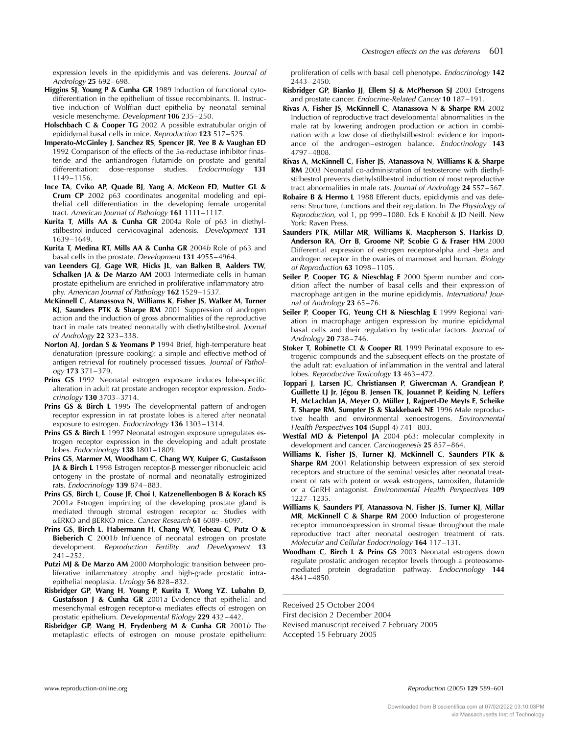expression levels in the epididymis and vas deferens. *Journal of Andrology* **25** 692–698.

**Higgins SJ**, **Young P & Cunha GR** 1989 Induction of functional cytodifferentiation in the epithelium of tissue recombinants. II. Instructive induction of Wolffian duct epithelia by neonatal seminal vesicle mesenchyme. *Development* **106** 235–250.

**Holschbach C & Cooper TG** 2002 A possible extratubular origin of epididymal basal cells in mice. *Reproduction* **123** 517–525.

**Imperato-McGinley J**, **Sanchez RS**, **Spencer JR**, **Yee B & Vaughan ED** 1992 Comparison of the effects of the 5α-reductase inhibitor finasteride and the antiandrogen flutamide on prostate and genital differentiation: dose-response studies. *Endocrinology* **131** 1149–1156.

**Ince TA**, **Cviko AP**, **Quade BJ**, **Yang A**, **McKeon FD**, **Mutter GL & Crum CP** 2002 p63 coordinates anogenital modeling and epithelial cell differentiation in the developing female urogenital tract. *American Journal of Pathology* **161** 1111–1117.

**Kurita T**, **Mills AA & Cunha GR** 2004*a* Role of p63 in diethylstilbestrol-induced cervicovaginal adenosis. *Development* **131** 1639–1649.

**Kurita T**, **Medina RT**, **Mills AA & Cunha GR** 2004*b* Role of p63 and basal cells in the prostate. *Development* **131** 4955–4964.

**van Leenders GJ**, **Gage WR**, **Hicks JL**, **van Balken B**, **Aalders TW**, **Schalken JA & De Marzo AM** 2003 Intermediate cells in human prostate epithelium are enriched in proliferative inflammatory atrophy. *American Journal of Pathology* **162** 1529–1537.

**McKinnell C**, **Atanassova N**, **Williams K**, **Fisher JS**, **Walker M**, **Turner KJ**, **Saunders PTK & Sharpe RM** 2001 Suppression of androgen action and the induction of gross abnormalities of the reproductive tract in male rats treated neonatally with diethylstilbestrol. *Journal of Andrology* **22** 323–338.

**Norton AJ**, **Jordan S & Yeomans P** 1994 Brief, high-temperature heat denaturation (pressure cooking): a simple and effective method of antigen retrieval for routinely processed tissues. *Journal of Pathology* **173** 371–379.

**Prins GS** 1992 Neonatal estrogen exposure induces lobe-specific alteration in adult rat prostate androgen receptor expression. *Endocrinology* **130** 3703–3714.

**Prins GS & Birch L** 1995 The developmental pattern of androgen receptor expression in rat prostate lobes is altered after neonatal exposure to estrogen. *Endocrinology* **136** 1303–1314.

**Prins GS & Birch L** 1997 Neonatal estrogen exposure upregulates estrogen receptor expression in the developing and adult prostate lobes. *Endocrinology* **138** 1801–1809.

**Prins GS**, **Marmer M**, **Woodham C**, **Chang WY**, **Kuiper G**, **Gustafsson JA & Birch L** 1998 Estrogen receptor-β messenger ribonucleic acid ontogeny in the prostate of normal and neonatally estroginized rats. *Endocrinology* **139** 874–883.

**Prins GS**, **Birch L**, **Couse JF**, **Choi I**, **Katzenellenbogen B & Korach KS** 2001*a* Estrogen imprinting of the developing prostate gland is mediated through stromal estrogen receptor α: Studies with αERKO and βERKO mice. *Cancer Research* **61** 6089–6097.

**Prins GS**, **Birch L**, **Habermann H**, **Chang WY**, **Tebeau C**, **Putz O & Bieberich C** 2001*b* Influence of neonatal estrogen on prostate development. *Reproduction Fertility and Development* **13** 241–252.

**Putzi MJ & De Marzo AM** 2000 Morphologic transition between proliferative inflammatory atrophy and high-grade prostatic intraepithelial neoplasia. *Urology* **56** 828–832.

**Risbridger GP**, **Wang H**, **Young P**, **Kurita T**, **Wong YZ**, **Lubahn D**, **Gustafsson J & Cunha GR** 2001*a* Evidence that epithelial and mesenchymal estrogen receptor-α mediates effects of estrogen on prostatic epithelium. *Developmental Biology* **229** 432–442.

**Risbridger GP**, **Wang H**, **Frydenberg M & Cunha GR** 2001*b* The metaplastic effects of estrogen on mouse prostate epithelium: proliferation of cells with basal cell phenotype. *Endocrinology* **142** 2443–2450.

**Risbridger GP**, **Bianko JJ**, **Ellem SJ & McPherson SJ** 2003 Estrogens and prostate cancer. *Endocrine-Related Cancer* **10** 187–191.

**Rivas A**, **Fisher JS**, **McKinnell C**, **Atanassova N & Sharpe RM** 2002 Induction of reproductive tract developmental abnormalities in the male rat by lowering androgen production or action in combination with a low dose of diethylstilbestrol: evidence for importance of the androgen–estrogen balance. *Endocrinology* **143** 4797–4808.

**Rivas A**, **McKinnell C**, **Fisher JS**, **Atanassova N**, **Williams K & Sharpe RM** 2003 Neonatal co-administration of testosterone with diethylstilbestrol prevents diethylstilbestrol induction of most reproductive tract abnormalities in male rats. *Journal of Andrology* **24** 557–567.

**Robaire B & Hermo L** 1988 Efferent ducts, epididymis and vas deferens: Structure, functions and their regulation. In *The Physiology of Reproduction*, vol 1, pp 999–1080. Eds E Knobil & JD Neill. New York: Raven Press.

**Saunders PTK**, **Millar MR**, **Williams K**, **Macpherson S**, **Harkiss D**, **Anderson RA**, **Orr B**, **Groome NP**, **Scobie G & Fraser HM** 2000 Differential expression of estrogen receptor-alpha and -beta and androgen receptor in the ovaries of marmoset and human. *Biology of Reproduction* **63** 1098–1105.

**Seiler P**, **Cooper TG & Nieschlag E** 2000 Sperm number and condition affect the number of basal cells and their expression of macrophage antigen in the murine epididymis. *International Journal of Andrology* **23** 65–76.

**Seiler P**, **Cooper TG**, **Yeung CH & Nieschlag E** 1999 Regional variation in macrophage antigen expression by murine epididymal basal cells and their regulation by testicular factors. *Journal of Andrology* **20** 738–746.

**Stoker T**, **Robinette CL & Cooper RL** 1999 Perinatal exposure to estrogenic compounds and the subsequent effects on the prostate of the adult rat: evaluation of inflammation in the ventral and lateral lobes. *Reproductive Toxicology* **13** 463–472.

**Toppari J**, **Larsen JC**, **Christiansen P**, **Giwercman A**, **Grandjean P**, **Guillette LJ Jr**, **Jégou B**, **Jensen TK**, **Jouannet P**, **Keiding N**, **Leffers H**, **McLachlan JA**, **Meyer O**, **Müller J**, **Rajpert-De Meyts E**, **Scheike T**, **Sharpe RM**, **Sumpter JS & Skakkebaek NE** 1996 Male reproductive health and environmental xenoestrogens. *Environmental Health Perspectives* **104** (Suppl 4) 741–803.

**Westfal MD & Pietenpol JA** 2004 p63: molecular complexity in development and cancer. *Carcinogenesis* **25** 857–864.

**Williams K**, **Fisher JS**, **Turner KJ**, **McKinnell C**, **Saunders PTK & Sharpe RM** 2001 Relationship between expression of sex steroid receptors and structure of the seminal vesicles after neonatal treatment of rats with potent or weak estrogens, tamoxifen, flutamide or a GnRH antagonist. *Environmental Health Perspectives* **109** 1227–1235.

**Williams K**, **Saunders PT**, **Atanassova N**, **Fisher JS**, **Turner KJ**, **Millar MR**, **McKinnell C & Sharpe RM** 2000 Induction of progesterone receptor immunoexpression in stromal tissue throughout the male reproductive tract after neonatal oestrogen treatment of rats. *Molecular and Cellular Endocrinology* **164** 117–131.

**Woodham C**, **Birch L & Prins GS** 2003 Neonatal estrogens down regulate prostatic androgen receptor levels through a proteosome-mediated protein degradation pathway. *Endocrinology* **144** 4841–4850.

---

Received 25 October 2004
First decision 2 December 2004
Revised manuscript received 7 February 2005
Accepted 15 February 2005